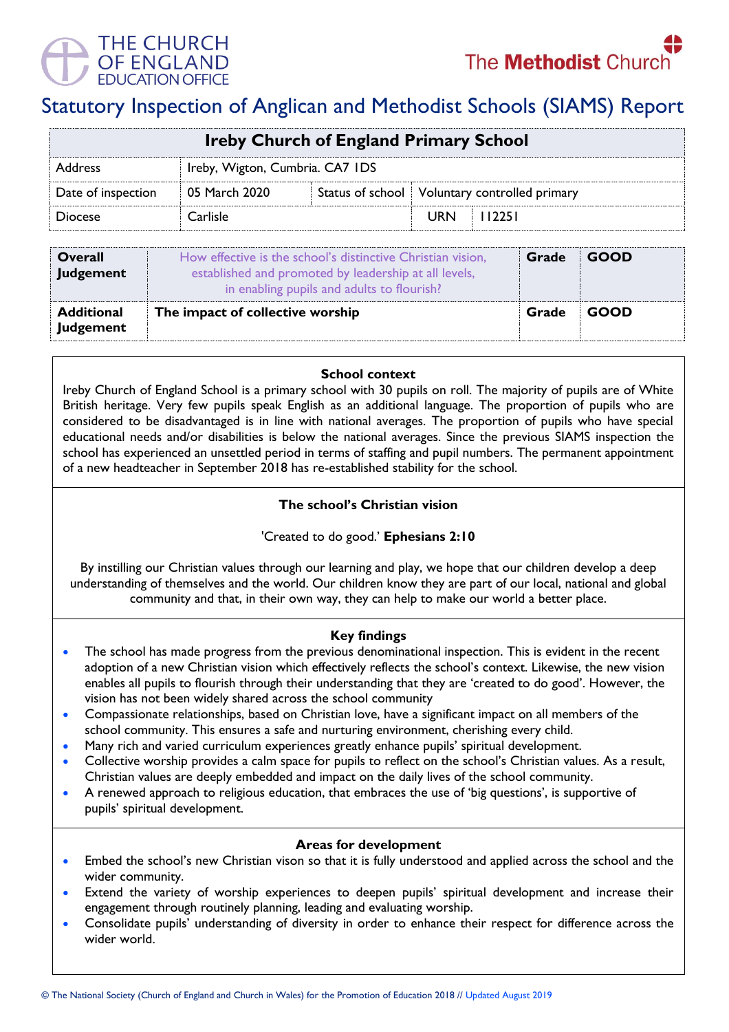THE CHURCH OF ENGLAND EDUCATION OFFICE

The Methodist Church

# Statutory Inspection of Anglican and Methodist Schools (SIAMS) Report

| Ireby Church of England Primary School | | | | |
|---|---|---|---|---|
| Address | Ireby, Wigton, Cumbria. CA7 1DS | | | |
| Date of inspection | 05 March 2020 | Status of school | Voluntary controlled primary | |
| Diocese | Carlisle | | URN | 112251 |

| | | | |
|---|---|---|---|
| **Overall Judgement** | How effective is the school's distinctive Christian vision, established and promoted by leadership at all levels, in enabling pupils and adults to flourish? | **Grade** | **GOOD** |
| **Additional Judgement** | **The impact of collective worship** | **Grade** | **GOOD** |

### School context

Ireby Church of England School is a primary school with 30 pupils on roll. The majority of pupils are of White British heritage. Very few pupils speak English as an additional language. The proportion of pupils who are considered to be disadvantaged is in line with national averages. The proportion of pupils who have special educational needs and/or disabilities is below the national averages. Since the previous SIAMS inspection the school has experienced an unsettled period in terms of staffing and pupil numbers. The permanent appointment of a new headteacher in September 2018 has re-established stability for the school.

### The school's Christian vision

'Created to do good.' **Ephesians 2:10**

By instilling our Christian values through our learning and play, we hope that our children develop a deep understanding of themselves and the world. Our children know they are part of our local, national and global community and that, in their own way, they can help to make our world a better place.

### Key findings

- The school has made progress from the previous denominational inspection. This is evident in the recent adoption of a new Christian vision which effectively reflects the school's context. Likewise, the new vision enables all pupils to flourish through their understanding that they are 'created to do good'. However, the vision has not been widely shared across the school community
- Compassionate relationships, based on Christian love, have a significant impact on all members of the school community. This ensures a safe and nurturing environment, cherishing every child.
- Many rich and varied curriculum experiences greatly enhance pupils' spiritual development.
- Collective worship provides a calm space for pupils to reflect on the school's Christian values. As a result, Christian values are deeply embedded and impact on the daily lives of the school community.
- A renewed approach to religious education, that embraces the use of 'big questions', is supportive of pupils' spiritual development.

### Areas for development

- Embed the school's new Christian vison so that it is fully understood and applied across the school and the wider community.
- Extend the variety of worship experiences to deepen pupils' spiritual development and increase their engagement through routinely planning, leading and evaluating worship.
- Consolidate pupils' understanding of diversity in order to enhance their respect for difference across the wider world.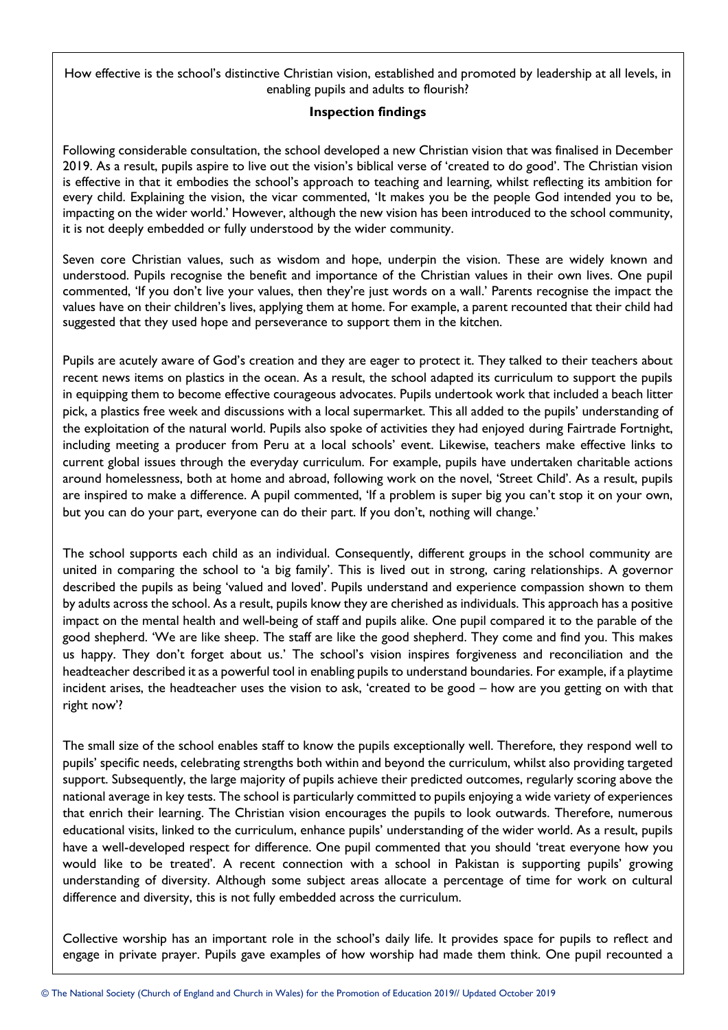How effective is the school's distinctive Christian vision, established and promoted by leadership at all levels, in enabling pupils and adults to flourish?

**Inspection findings**

Following considerable consultation, the school developed a new Christian vision that was finalised in December 2019. As a result, pupils aspire to live out the vision's biblical verse of 'created to do good'. The Christian vision is effective in that it embodies the school's approach to teaching and learning, whilst reflecting its ambition for every child. Explaining the vision, the vicar commented, 'It makes you be the people God intended you to be, impacting on the wider world.' However, although the new vision has been introduced to the school community, it is not deeply embedded or fully understood by the wider community.

Seven core Christian values, such as wisdom and hope, underpin the vision. These are widely known and understood. Pupils recognise the benefit and importance of the Christian values in their own lives. One pupil commented, 'If you don't live your values, then they're just words on a wall.' Parents recognise the impact the values have on their children's lives, applying them at home. For example, a parent recounted that their child had suggested that they used hope and perseverance to support them in the kitchen.

Pupils are acutely aware of God's creation and they are eager to protect it. They talked to their teachers about recent news items on plastics in the ocean. As a result, the school adapted its curriculum to support the pupils in equipping them to become effective courageous advocates. Pupils undertook work that included a beach litter pick, a plastics free week and discussions with a local supermarket. This all added to the pupils' understanding of the exploitation of the natural world. Pupils also spoke of activities they had enjoyed during Fairtrade Fortnight, including meeting a producer from Peru at a local schools' event. Likewise, teachers make effective links to current global issues through the everyday curriculum. For example, pupils have undertaken charitable actions around homelessness, both at home and abroad, following work on the novel, 'Street Child'. As a result, pupils are inspired to make a difference. A pupil commented, 'If a problem is super big you can't stop it on your own, but you can do your part, everyone can do their part. If you don't, nothing will change.'

The school supports each child as an individual. Consequently, different groups in the school community are united in comparing the school to 'a big family'. This is lived out in strong, caring relationships. A governor described the pupils as being 'valued and loved'. Pupils understand and experience compassion shown to them by adults across the school. As a result, pupils know they are cherished as individuals. This approach has a positive impact on the mental health and well-being of staff and pupils alike. One pupil compared it to the parable of the good shepherd. 'We are like sheep. The staff are like the good shepherd. They come and find you. This makes us happy. They don't forget about us.' The school's vision inspires forgiveness and reconciliation and the headteacher described it as a powerful tool in enabling pupils to understand boundaries. For example, if a playtime incident arises, the headteacher uses the vision to ask, 'created to be good – how are you getting on with that right now'?

The small size of the school enables staff to know the pupils exceptionally well. Therefore, they respond well to pupils' specific needs, celebrating strengths both within and beyond the curriculum, whilst also providing targeted support. Subsequently, the large majority of pupils achieve their predicted outcomes, regularly scoring above the national average in key tests. The school is particularly committed to pupils enjoying a wide variety of experiences that enrich their learning. The Christian vision encourages the pupils to look outwards. Therefore, numerous educational visits, linked to the curriculum, enhance pupils' understanding of the wider world. As a result, pupils have a well-developed respect for difference. One pupil commented that you should 'treat everyone how you would like to be treated'. A recent connection with a school in Pakistan is supporting pupils' growing understanding of diversity. Although some subject areas allocate a percentage of time for work on cultural difference and diversity, this is not fully embedded across the curriculum.

Collective worship has an important role in the school's daily life. It provides space for pupils to reflect and engage in private prayer. Pupils gave examples of how worship had made them think. One pupil recounted a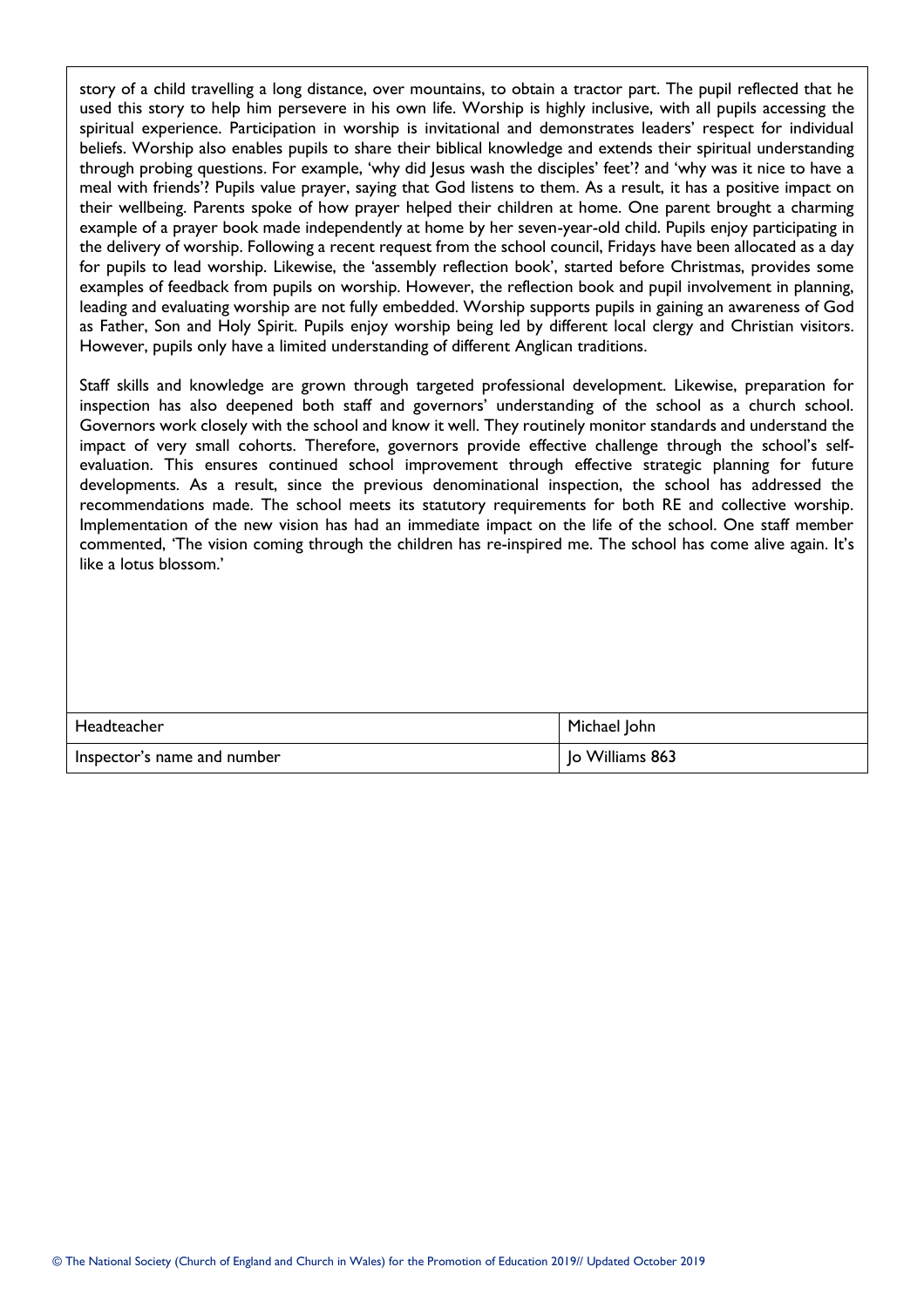story of a child travelling a long distance, over mountains, to obtain a tractor part. The pupil reflected that he used this story to help him persevere in his own life. Worship is highly inclusive, with all pupils accessing the spiritual experience. Participation in worship is invitational and demonstrates leaders' respect for individual beliefs. Worship also enables pupils to share their biblical knowledge and extends their spiritual understanding through probing questions. For example, 'why did Jesus wash the disciples' feet'? and 'why was it nice to have a meal with friends'? Pupils value prayer, saying that God listens to them. As a result, it has a positive impact on their wellbeing. Parents spoke of how prayer helped their children at home. One parent brought a charming example of a prayer book made independently at home by her seven-year-old child. Pupils enjoy participating in the delivery of worship. Following a recent request from the school council, Fridays have been allocated as a day for pupils to lead worship. Likewise, the 'assembly reflection book', started before Christmas, provides some examples of feedback from pupils on worship. However, the reflection book and pupil involvement in planning, leading and evaluating worship are not fully embedded. Worship supports pupils in gaining an awareness of God as Father, Son and Holy Spirit. Pupils enjoy worship being led by different local clergy and Christian visitors. However, pupils only have a limited understanding of different Anglican traditions.

Staff skills and knowledge are grown through targeted professional development. Likewise, preparation for inspection has also deepened both staff and governors' understanding of the school as a church school. Governors work closely with the school and know it well. They routinely monitor standards and understand the impact of very small cohorts. Therefore, governors provide effective challenge through the school's self-evaluation. This ensures continued school improvement through effective strategic planning for future developments. As a result, since the previous denominational inspection, the school has addressed the recommendations made. The school meets its statutory requirements for both RE and collective worship. Implementation of the new vision has had an immediate impact on the life of the school. One staff member commented, 'The vision coming through the children has re-inspired me. The school has come alive again. It's like a lotus blossom.'

| | |
|---|---|
| Headteacher | Michael John |
| Inspector's name and number | Jo Williams 863 |